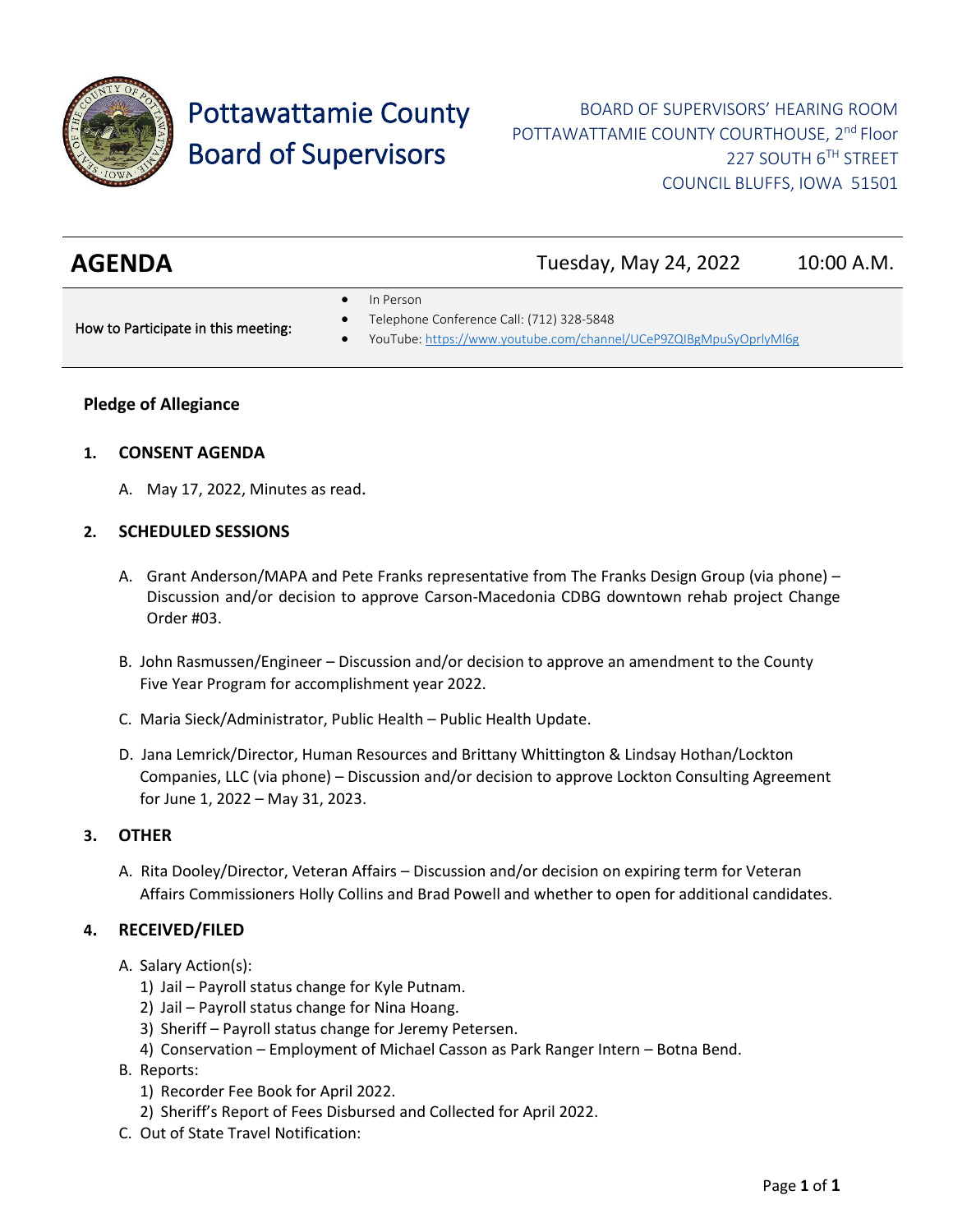# Pottawattamie County Board of Supervisors

BOARD OF SUPERVISORS' HEARING ROOM
POTTAWATTAMIE COUNTY COURTHOUSE, 2nd Floor
227 SOUTH 6TH STREET
COUNCIL BLUFFS, IOWA 51501

## AGENDA

Tuesday, May 24, 2022 10:00 A.M.

How to Participate in this meeting:

- In Person
- Telephone Conference Call: (712) 328-5848
- YouTube: https://www.youtube.com/channel/UCeP9ZQIBgMpuSyOprlyMl6g

**Pledge of Allegiance**

**1. CONSENT AGENDA**

A. May 17, 2022, Minutes as read.

**2. SCHEDULED SESSIONS**

A. Grant Anderson/MAPA and Pete Franks representative from The Franks Design Group (via phone) – Discussion and/or decision to approve Carson-Macedonia CDBG downtown rehab project Change Order #03.

B. John Rasmussen/Engineer – Discussion and/or decision to approve an amendment to the County Five Year Program for accomplishment year 2022.

C. Maria Sieck/Administrator, Public Health – Public Health Update.

D. Jana Lemrick/Director, Human Resources and Brittany Whittington & Lindsay Hothan/Lockton Companies, LLC (via phone) – Discussion and/or decision to approve Lockton Consulting Agreement for June 1, 2022 – May 31, 2023.

**3. OTHER**

A. Rita Dooley/Director, Veteran Affairs – Discussion and/or decision on expiring term for Veteran Affairs Commissioners Holly Collins and Brad Powell and whether to open for additional candidates.

**4. RECEIVED/FILED**

A. Salary Action(s):
   1) Jail – Payroll status change for Kyle Putnam.
   2) Jail – Payroll status change for Nina Hoang.
   3) Sheriff – Payroll status change for Jeremy Petersen.
   4) Conservation – Employment of Michael Casson as Park Ranger Intern – Botna Bend.

B. Reports:
   1) Recorder Fee Book for April 2022.
   2) Sheriff's Report of Fees Disbursed and Collected for April 2022.

C. Out of State Travel Notification: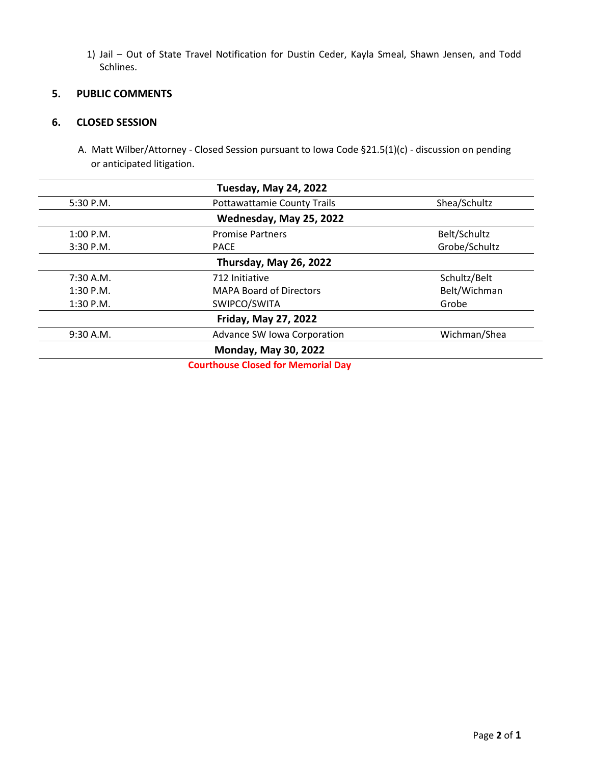1) Jail – Out of State Travel Notification for Dustin Ceder, Kayla Smeal, Shawn Jensen, and Todd Schlines.

## 5. PUBLIC COMMENTS

## 6. CLOSED SESSION

A. Matt Wilber/Attorney - Closed Session pursuant to Iowa Code §21.5(1)(c) - discussion on pending or anticipated litigation.

| | | |
|---|---|---|
| | **Tuesday, May 24, 2022** | |
| 5:30 P.M. | Pottawattamie County Trails | Shea/Schultz |
| | **Wednesday, May 25, 2022** | |
| 1:00 P.M. | Promise Partners | Belt/Schultz |
| 3:30 P.M. | PACE | Grobe/Schultz |
| | **Thursday, May 26, 2022** | |
| 7:30 A.M. | 712 Initiative | Schultz/Belt |
| 1:30 P.M. | MAPA Board of Directors | Belt/Wichman |
| 1:30 P.M. | SWIPCO/SWITA | Grobe |
| | **Friday, May 27, 2022** | |
| 9:30 A.M. | Advance SW Iowa Corporation | Wichman/Shea |
| | **Monday, May 30, 2022** | |
| | **Courthouse Closed for Memorial Day** | |